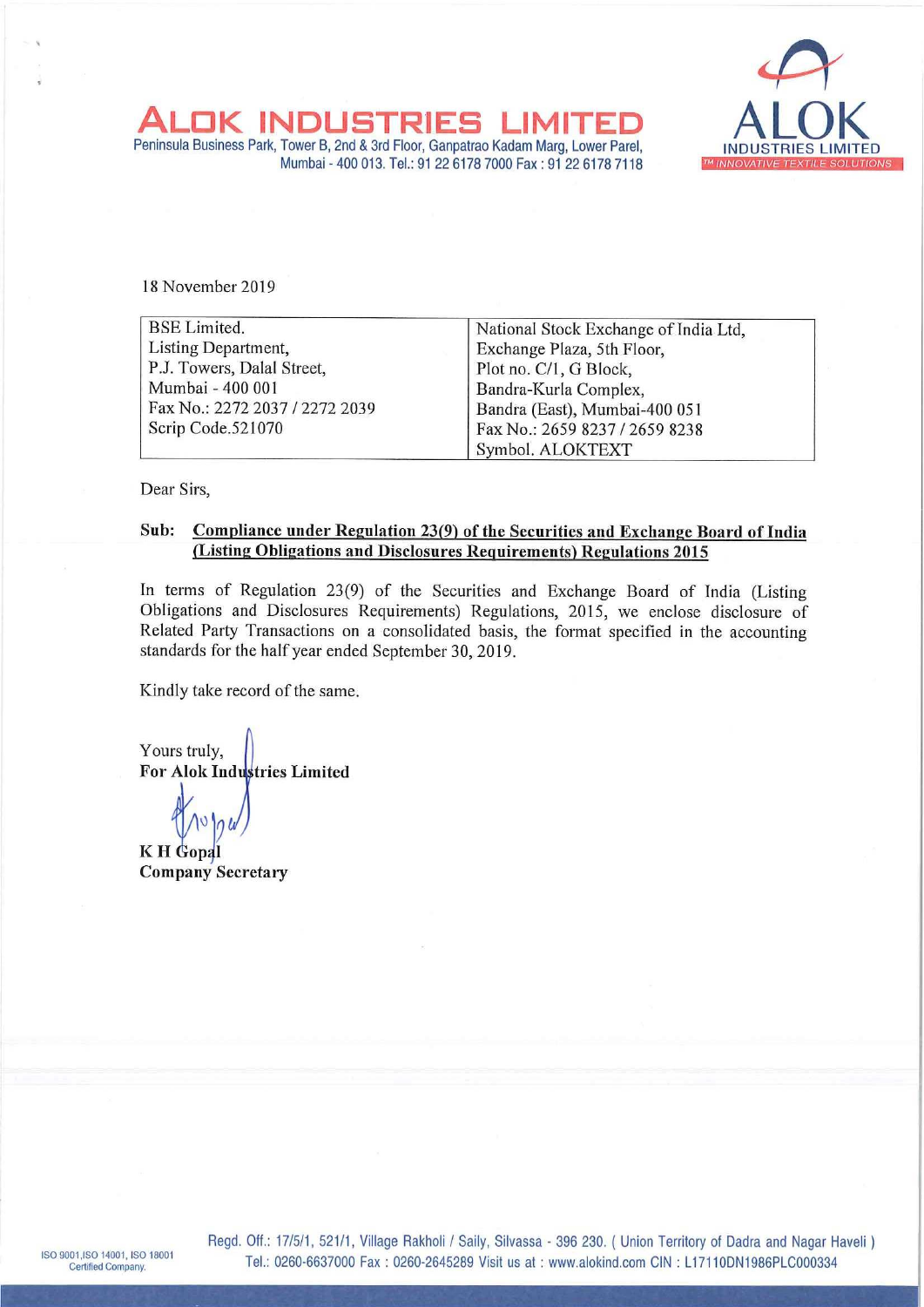# ALOK INDUSTRIES LIMITED

Peninsula Business Park, Tower B, 2nd & 3rd Floor, Ganpatrao Kadam Marg, Lower Parel, Mumbai - 400 013. Tel.: 91 22 6178 7000 Fax : 91 22 6178 7118

ALOK INDUSTRIES LIMITED
TM INNOVATIVE TEXTILE SOLUTIONS

18 November 2019

| BSE Limited.<br>Listing Department,<br>P.J. Towers, Dalal Street,<br>Mumbai - 400 001<br>Fax No.: 2272 2037 / 2272 2039<br>Scrip Code.521070 | National Stock Exchange of India Ltd,<br>Exchange Plaza, 5th Floor,<br>Plot no. C/1, G Block,<br>Bandra-Kurla Complex,<br>Bandra (East), Mumbai-400 051<br>Fax No.: 2659 8237 / 2659 8238<br>Symbol. ALOKTEXT |
|---|---|

Dear Sirs,

**Sub: Compliance under Regulation 23(9) of the Securities and Exchange Board of India (Listing Obligations and Disclosures Requirements) Regulations 2015**

In terms of Regulation 23(9) of the Securities and Exchange Board of India (Listing Obligations and Disclosures Requirements) Regulations, 2015, we enclose disclosure of Related Party Transactions on a consolidated basis, the format specified in the accounting standards for the half year ended September 30, 2019.

Kindly take record of the same.

Yours truly,
**For Alok Industries Limited**

**K H Gopal**
**Company Secretary**

ISO 9001, ISO 14001, ISO 18001 Certified Company.

Regd. Off.: 17/5/1, 521/1, Village Rakholi / Saily, Silvassa - 396 230. ( Union Territory of Dadra and Nagar Haveli )
Tel.: 0260-6637000 Fax : 0260-2645289 Visit us at : www.alokind.com CIN : L17110DN1986PLC000334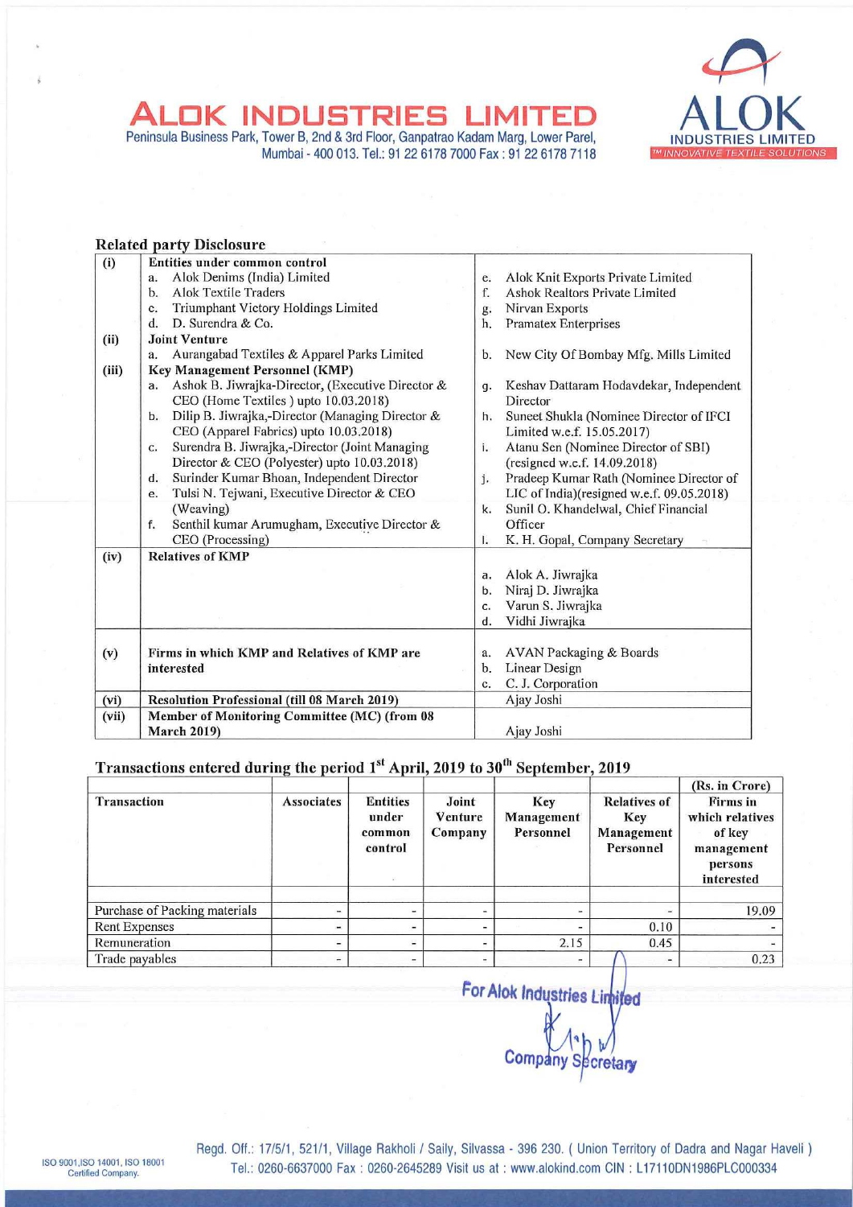# ALOK INDUSTRIES LIMITED

Peninsula Business Park, Tower B, 2nd & 3rd Floor, Ganpatrao Kadam Marg, Lower Parel, Mumbai - 400 013. Tel.: 91 22 6178 7000 Fax : 91 22 6178 7118

## Related party Disclosure

| | | |
|---|---|---|
| (i) | **Entities under common control**<br>a. Alok Denims (India) Limited<br>b. Alok Textile Traders<br>c. Triumphant Victory Holdings Limited<br>d. D. Surendra & Co. | e. Alok Knit Exports Private Limited<br>f. Ashok Realtors Private Limited<br>g. Nirvan Exports<br>h. Pramatex Enterprises |
| (ii) | **Joint Venture**<br>a. Aurangabad Textiles & Apparel Parks Limited | b. New City Of Bombay Mfg. Mills Limited |
| (iii) | **Key Management Personnel (KMP)**<br>a. Ashok B. Jiwrajka-Director, (Executive Director & CEO (Home Textiles ) upto 10.03.2018)<br>b. Dilip B. Jiwrajka,-Director (Managing Director & CEO (Apparel Fabrics) upto 10.03.2018)<br>c. Surendra B. Jiwrajka,-Director (Joint Managing Director & CEO (Polyester) upto 10.03.2018)<br>d. Surinder Kumar Bhoan, Independent Director<br>e. Tulsi N. Tejwani, Executive Director & CEO (Weaving)<br>f. Senthil kumar Arumugham, Executive Director & CEO (Processing) | g. Keshav Dattaram Hodavdekar, Independent Director<br>h. Suneet Shukla (Nominee Director of IFCI Limited w.e.f. 15.05.2017)<br>i. Atanu Sen (Nominee Director of SBI) (resigned w.e.f. 14.09.2018)<br>j. Pradeep Kumar Rath (Nominee Director of LIC of India)(resigned w.e.f. 09.05.2018)<br>k. Sunil O. Khandelwal, Chief Financial Officer<br>l. K. H. Gopal, Company Secretary |
| (iv) | **Relatives of KMP** | a. Alok A. Jiwrajka<br>b. Niraj D. Jiwrajka<br>c. Varun S. Jiwrajka<br>d. Vidhi Jiwrajka |
| (v) | **Firms in which KMP and Relatives of KMP are interested** | a. AVAN Packaging & Boards<br>b. Linear Design<br>c. C. J. Corporation |
| (vi) | **Resolution Professional (till 08 March 2019)** | Ajay Joshi |
| (vii) | **Member of Monitoring Committee (MC) (from 08 March 2019)** | Ajay Joshi |

## Transactions entered during the period 1st April, 2019 to 30th September, 2019

(Rs. in Crore)

| Transaction | Associates | Entities under common control | Joint Venture Company | Key Management Personnel | Relatives of Key Management Personnel | Firms in which relatives of key management persons interested |
|---|---|---|---|---|---|---|
| Purchase of Packing materials | - | - | - | - | - | 19.09 |
| Rent Expenses | - | - | - | - | 0.10 | - |
| Remuneration | - | - | - | 2.15 | 0.45 | - |
| Trade payables | - | - | - | - | - | 0.23 |

For Alok Industries Limited

Company Secretary

Regd. Off.: 17/5/1, 521/1, Village Rakholi / Saily, Silvassa - 396 230. ( Union Territory of Dadra and Nagar Haveli )
Tel.: 0260-6637000 Fax : 0260-2645289 Visit us at : www.alokind.com CIN : L17110DN1986PLC000334

ISO 9001,ISO 14001, ISO 18001 Certified Company.